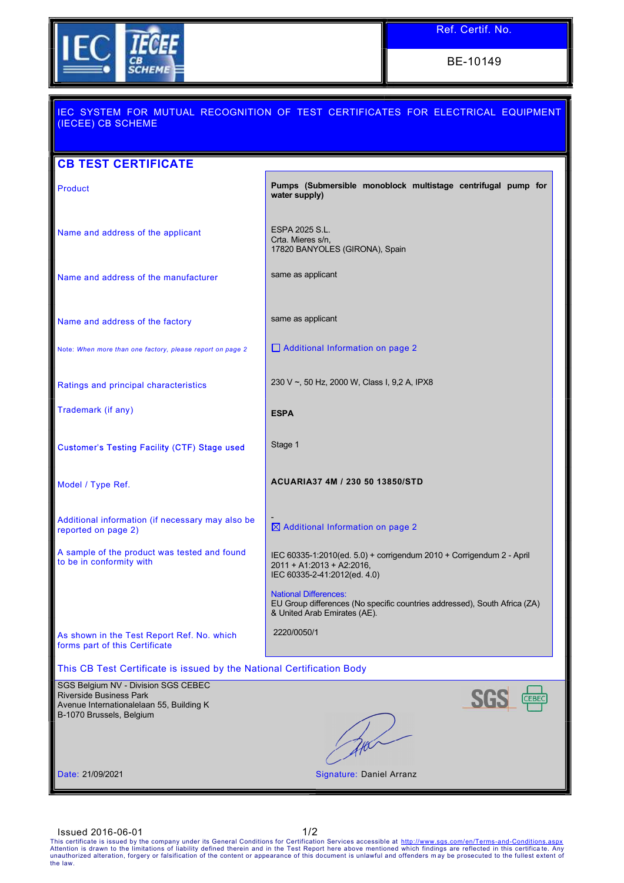**Ref. Certif. No.**

BE-10149

IEC SYSTEM FOR MUTUAL RECOGNITION OF TEST CERTIFICATES FOR ELECTRICAL EQUIPMENT (IECEE) CB SCHEME

## CB TEST CERTIFICATE

| | |
|---|---|
| Product | **Pumps (Submersible monoblock multistage centrifugal pump for water supply)** |
| Name and address of the applicant | ESPA 2025 S.L.<br>Crta. Mieres s/n,<br>17820 BANYOLES (GIRONA), Spain |
| Name and address of the manufacturer | same as applicant |
| Name and address of the factory | same as applicant |
| Note: *When more than one factory, please report on page 2* | ☐ Additional Information on page 2 |
| Ratings and principal characteristics | 230 V ~, 50 Hz, 2000 W, Class I, 9,2 A, IPX8 |
| Trademark (if any) | **ESPA** |
| Customer's Testing Facility (CTF) Stage used | Stage 1 |
| Model / Type Ref. | **ACUARIA37 4M / 230 50 13850/STD** |
| Additional information (if necessary may also be reported on page 2) | -<br>☒ Additional Information on page 2 |
| A sample of the product was tested and found to be in conformity with | IEC 60335-1:2010(ed. 5.0) + corrigendum 2010 + Corrigendum 2 - April 2011 + A1:2013 + A2:2016,<br>IEC 60335-2-41:2012(ed. 4.0)<br><br>National Differences:<br>EU Group differences (No specific countries addressed), South Africa (ZA) & United Arab Emirates (AE). |
| As shown in the Test Report Ref. No. which forms part of this Certificate | 2220/0050/1 |

This CB Test Certificate is issued by the National Certification Body

SGS Belgium NV - Division SGS CEBEC
Riverside Business Park
Avenue Internationalelaan 55, Building K
B-1070 Brussels, Belgium

Date: 21/09/2021

Signature: Daniel Arranz

Issued 2016-06-01

This certificate is issued by the company under its General Conditions for Certification Services accessible at http://www.sgs.com/en/Terms-and-Conditions.aspx Attention is drawn to the limitations of liability defined therein and in the Test Report here above mentioned which findings are reflected in this certificate. Any unauthorized alteration, forgery or falsification of the content or appearance of this document is unlawful and offenders may be prosecuted to the fullest extent of the law.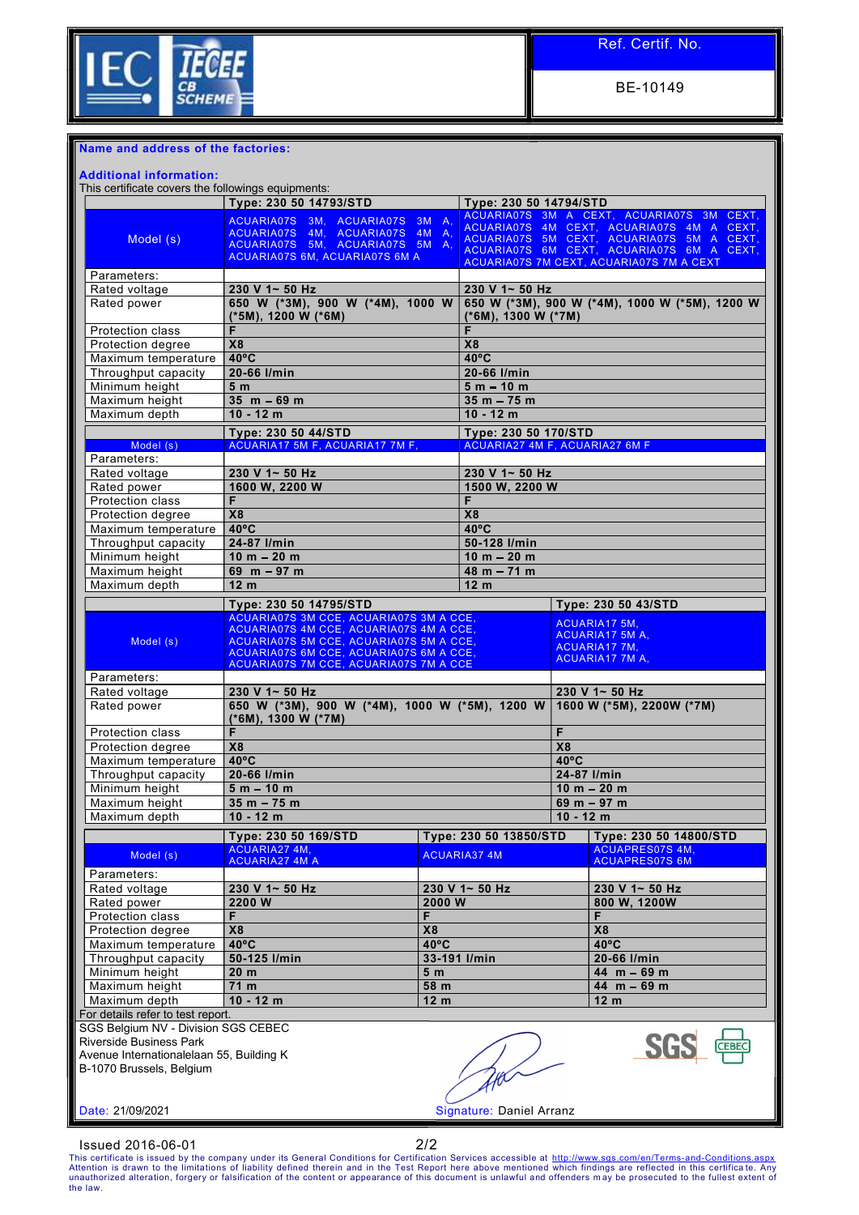IEC IECEE CB SCHEME

Ref. Certif. No.

BE-10149

**Name and address of the factories:**

**Additional information:**

This certificate covers the followings equipments:

| | Type: 230 50 14793/STD | Type: 230 50 14794/STD |
|---|---|---|
| Model (s) | ACUARIA07S 3M, ACUARIA07S 3M A, ACUARIA07S 4M, ACUARIA07S 4M A, ACUARIA07S 5M, ACUARIA07S 5M A, ACUARIA07S 6M, ACUARIA07S 6M A | ACUARIA07S 3M A CEXT, ACUARIA07S 3M CEXT, ACUARIA07S 4M CEXT, ACUARIA07S 4M A CEXT, ACUARIA07S 5M CEXT, ACUARIA07S 5M A CEXT, ACUARIA07S 6M CEXT, ACUARIA07S 6M A CEXT, ACUARIA07S 7M CEXT, ACUARIA07S 7M A CEXT |
| Parameters: | | |
| Rated voltage | 230 V 1~ 50 Hz | 230 V 1~ 50 Hz |
| Rated power | 650 W (*3M), 900 W (*4M), 1000 W (*5M), 1200 W (*6M) | 650 W (*3M), 900 W (*4M), 1000 W (*5M), 1200 W (*6M), 1300 W (*7M) |
| Protection class | F | F |
| Protection degree | X8 | X8 |
| Maximum temperature | 40ºC | 40ºC |
| Throughput capacity | 20-66 l/min | 20-66 l/min |
| Minimum height | 5 m | 5 m – 10 m |
| Maximum height | 35 m – 69 m | 35 m – 75 m |
| Maximum depth | 10 - 12 m | 10 - 12 m |

| | Type: 230 50 44/STD | Type: 230 50 170/STD |
|---|---|---|
| Model (s) | ACUARIA17 5M F, ACUARIA17 7M F, | ACUARIA27 4M F, ACUARIA27 6M F |
| Parameters: | | |
| Rated voltage | 230 V 1~ 50 Hz | 230 V 1~ 50 Hz |
| Rated power | 1600 W, 2200 W | 1500 W, 2200 W |
| Protection class | F | F |
| Protection degree | X8 | X8 |
| Maximum temperature | 40ºC | 40ºC |
| Throughput capacity | 24-87 l/min | 50-128 l/min |
| Minimum height | 10 m – 20 m | 10 m – 20 m |
| Maximum height | 69 m – 97 m | 48 m – 71 m |
| Maximum depth | 12 m | 12 m |

| | Type: 230 50 14795/STD | Type: 230 50 43/STD |
|---|---|---|
| Model (s) | ACUARIA07S 3M CCE, ACUARIA07S 3M A CCE, ACUARIA07S 4M CCE, ACUARIA07S 4M A CCE, ACUARIA07S 5M CCE, ACUARIA07S 5M A CCE, ACUARIA07S 6M CCE, ACUARIA07S 6M A CCE, ACUARIA07S 7M CCE, ACUARIA07S 7M A CCE | ACUARIA17 5M, ACUARIA17 5M A, ACUARIA17 7M, ACUARIA17 7M A, |
| Parameters: | | |
| Rated voltage | 230 V 1~ 50 Hz | 230 V 1~ 50 Hz |
| Rated power | 650 W (*3M), 900 W (*4M), 1000 W (*5M), 1200 W (*6M), 1300 W (*7M) | 1600 W (*5M), 2200W (*7M) |
| Protection class | F | F |
| Protection degree | X8 | X8 |
| Maximum temperature | 40ºC | 40ºC |
| Throughput capacity | 20-66 l/min | 24-87 l/min |
| Minimum height | 5 m – 10 m | 10 m – 20 m |
| Maximum height | 35 m – 75 m | 69 m – 97 m |
| Maximum depth | 10 - 12 m | 10 - 12 m |

| | Type: 230 50 169/STD | Type: 230 50 13850/STD | Type: 230 50 14800/STD |
|---|---|---|---|
| Model (s) | ACUARIA27 4M, ACUARIA27 4M A | ACUARIA37 4M | ACUAPRES07S 4M, ACUAPRES07S 6M |
| Parameters: | | | |
| Rated voltage | 230 V 1~ 50 Hz | 230 V 1~ 50 Hz | 230 V 1~ 50 Hz |
| Rated power | 2200 W | 2000 W | 800 W, 1200W |
| Protection class | F | F | F |
| Protection degree | X8 | X8 | X8 |
| Maximum temperature | 40ºC | 40ºC | 40ºC |
| Throughput capacity | 50-125 l/min | 33-191 l/min | 20-66 l/min |
| Minimum height | 20 m | 5 m | 44 m – 69 m |
| Maximum height | 71 m | 58 m | 44 m – 69 m |
| Maximum depth | 10 - 12 m | 12 m | 12 m |

For details refer to test report.

SGS Belgium NV - Division SGS CEBEC
Riverside Business Park
Avenue Internationalelaan 55, Building K
B-1070 Brussels, Belgium

SGS CEBEC

Date: 21/09/2021

Signature: Daniel Arranz

Issued 2016-06-01

This certificate is issued by the company under its General Conditions for Certification Services accessible at http://www.sgs.com/en/Terms-and-Conditions.aspx Attention is drawn to the limitations of liability defined therein and in the Test Report here above mentioned which findings are reflected in this certificate. Any unauthorized alteration, forgery or falsification of the content or appearance of this document is unlawful and offenders may be prosecuted to the fullest extent of the law.